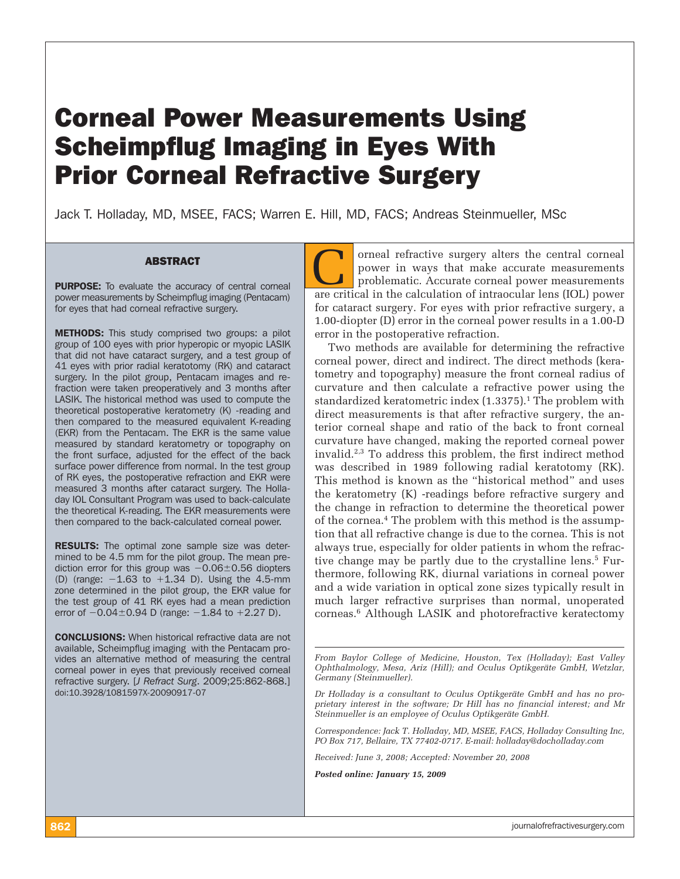# Corneal Power Measurements Using Scheimpflug Imaging in Eyes With Prior Corneal Refractive Surgery

Jack T. Holladay, MD, MSEE, FACS; Warren E. Hill, MD, FACS; Andreas Steinmueller, MSc

## ABSTRACT

**PURPOSE:** To evaluate the accuracy of central corneal power measurements by Scheimpflug imaging (Pentacam) for eyes that had corneal refractive surgery.

**METHODS:** This study comprised two groups: a pilot group of 100 eyes with prior hyperopic or myopic LASIK that did not have cataract surgery, and a test group of 41 eyes with prior radial keratotomy (RK) and cataract surgery. In the pilot group, Pentacam images and refraction were taken preoperatively and 3 months after LASIK. The historical method was used to compute the theoretical postoperative keratometry (K) -reading and then compared to the measured equivalent K-reading (EKR) from the Pentacam. The EKR is the same value measured by standard keratometry or topography on the front surface, adjusted for the effect of the back surface power difference from normal. In the test group of RK eyes, the postoperative refraction and EKR were measured 3 months after cataract surgery. The Holladay IOL Consultant Program was used to back-calculate the theoretical K-reading. The EKR measurements were then compared to the back-calculated corneal power.

**RESULTS:** The optimal zone sample size was determined to be 4.5 mm for the pilot group. The mean prediction error for this group was −0.06±0.56 diopters (D) (range: −1.63 to +1.34 D). Using the 4.5-mm zone determined in the pilot group, the EKR value for the test group of 41 RK eyes had a mean prediction error of −0.04±0.94 D (range: −1.84 to +2.27 D).

**CONCLUSIONS:** When historical refractive data are not available, Scheimpflug imaging with the Pentacam provides an alternative method of measuring the central corneal power in eyes that previously received corneal refractive surgery. [*J Refract Surg*. 2009;25:862-868.] doi:10.3928/1081597X-20090917-07

Corneal refractive surgery alters the central corneal power in ways that make accurate measurements problematic. Accurate corneal power measurements are critical in the calculation of intraocular lens (IOL) power for cataract surgery. For eyes with prior refractive surgery, a 1.00-diopter (D) error in the corneal power results in a 1.00-D error in the postoperative refraction.

Two methods are available for determining the refractive corneal power, direct and indirect. The direct methods (keratometry and topography) measure the front corneal radius of curvature and then calculate a refractive power using the standardized keratometric index (1.3375).[1] The problem with direct measurements is that after refractive surgery, the anterior corneal shape and ratio of the back to front corneal curvature have changed, making the reported corneal power invalid.[2,3] To address this problem, the first indirect method was described in 1989 following radial keratotomy (RK). This method is known as the "historical method" and uses the keratometry (K) -readings before refractive surgery and the change in refraction to determine the theoretical power of the cornea.[4] The problem with this method is the assumption that all refractive change is due to the cornea. This is not always true, especially for older patients in whom the refractive change may be partly due to the crystalline lens.[5] Furthermore, following RK, diurnal variations in corneal power and a wide variation in optical zone sizes typically result in much larger refractive surprises than normal, unoperated corneas.[6] Although LASIK and photorefractive keratectomy

*From Baylor College of Medicine, Houston, Tex (Holladay); East Valley Ophthalmology, Mesa, Ariz (Hill); and Oculus Optikgeräte GmbH, Wetzlar, Germany (Steinmueller).*

*Dr Holladay is a consultant to Oculus Optikgeräte GmbH and has no proprietary interest in the software; Dr Hill has no financial interest; and Mr Steinmueller is an employee of Oculus Optikgeräte GmbH.*

*Correspondence: Jack T. Holladay, MD, MSEE, FACS, Holladay Consulting Inc, PO Box 717, Bellaire, TX 77402-0717. E-mail: holladay@docholladay.com*

*Received: June 3, 2008; Accepted: November 20, 2008*

***Posted online: January 15, 2009***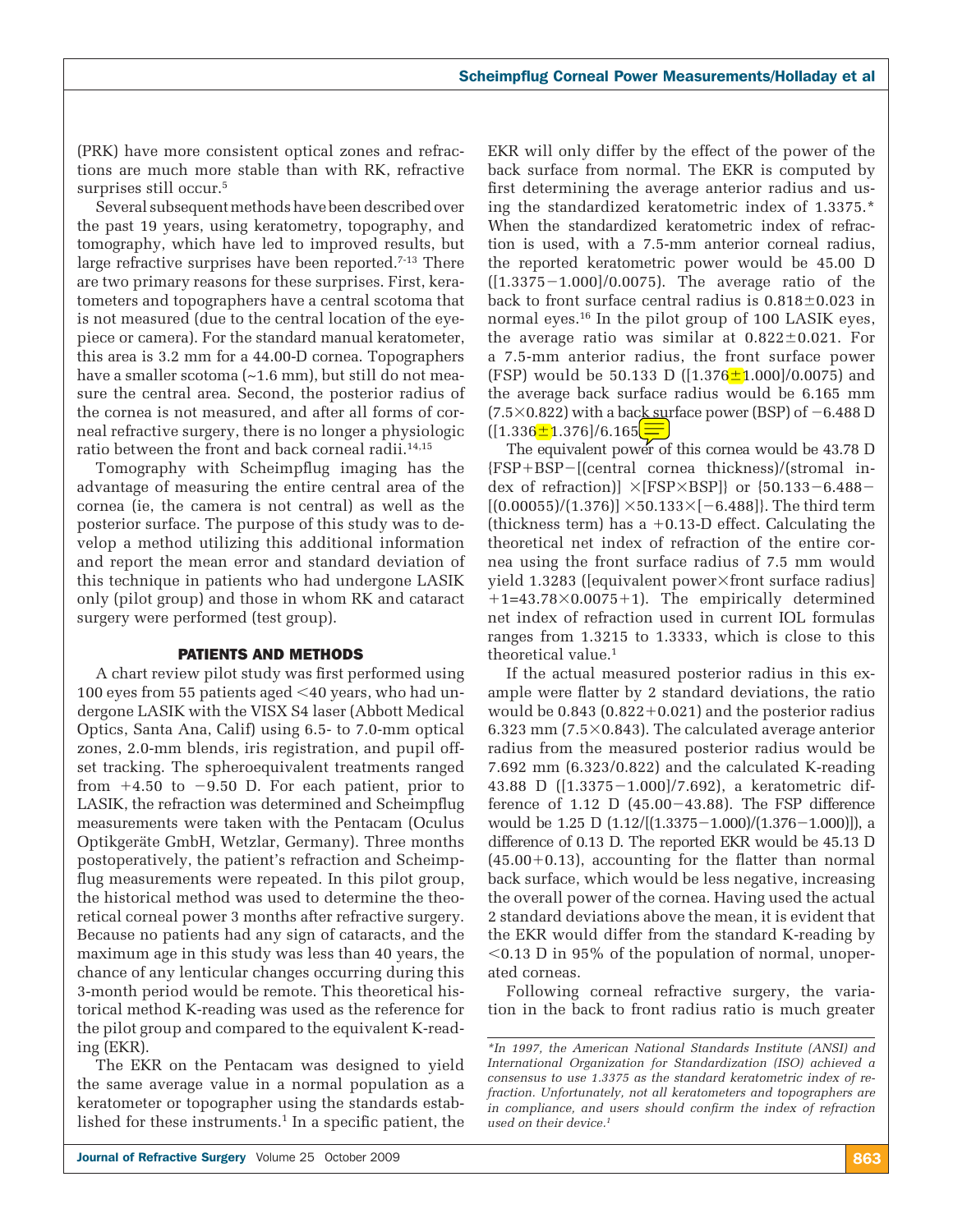(PRK) have more consistent optical zones and refractions are much more stable than with RK, refractive surprises still occur.[5]

Several subsequent methods have been described over the past 19 years, using keratometry, topography, and tomography, which have led to improved results, but large refractive surprises have been reported.[7-13] There are two primary reasons for these surprises. First, keratometers and topographers have a central scotoma that is not measured (due to the central location of the eyepiece or camera). For the standard manual keratometer, this area is 3.2 mm for a 44.00-D cornea. Topographers have a smaller scotoma (~1.6 mm), but still do not measure the central area. Second, the posterior radius of the cornea is not measured, and after all forms of corneal refractive surgery, there is no longer a physiologic ratio between the front and back corneal radii.[14,15]

Tomography with Scheimpflug imaging has the advantage of measuring the entire central area of the cornea (ie, the camera is not central) as well as the posterior surface. The purpose of this study was to develop a method utilizing this additional information and report the mean error and standard deviation of this technique in patients who had undergone LASIK only (pilot group) and those in whom RK and cataract surgery were performed (test group).

## PATIENTS AND METHODS

A chart review pilot study was first performed using 100 eyes from 55 patients aged <40 years, who had undergone LASIK with the VISX S4 laser (Abbott Medical Optics, Santa Ana, Calif) using 6.5- to 7.0-mm optical zones, 2.0-mm blends, iris registration, and pupil offset tracking. The spheroequivalent treatments ranged from +4.50 to −9.50 D. For each patient, prior to LASIK, the refraction was determined and Scheimpflug measurements were taken with the Pentacam (Oculus Optikgeräte GmbH, Wetzlar, Germany). Three months postoperatively, the patient's refraction and Scheimpflug measurements were repeated. In this pilot group, the historical method was used to determine the theoretical corneal power 3 months after refractive surgery. Because no patients had any sign of cataracts, and the maximum age in this study was less than 40 years, the chance of any lenticular changes occurring during this 3-month period would be remote. This theoretical historical method K-reading was used as the reference for the pilot group and compared to the equivalent K-reading (EKR).

The EKR on the Pentacam was designed to yield the same average value in a normal population as a keratometer or topographer using the standards established for these instruments.[1] In a specific patient, the EKR will only differ by the effect of the power of the back surface from normal. The EKR is computed by first determining the average anterior radius and using the standardized keratometric index of 1.3375.* When the standardized keratometric index of refraction is used, with a 7.5-mm anterior corneal radius, the reported keratometric power would be 45.00 D ([1.3375−1.000]/0.0075). The average ratio of the back to front surface central radius is 0.818±0.023 in normal eyes.[16] In the pilot group of 100 LASIK eyes, the average ratio was similar at 0.822±0.021. For a 7.5-mm anterior radius, the front surface power (FSP) would be 50.133 D ([1.376±1.000]/0.0075) and the average back surface radius would be 6.165 mm (7.5×0.822) with a back surface power (BSP) of −6.488 D ([1.336±1.376]/6.165).

The equivalent power of this cornea would be 43.78 D {FSP+BSP−[(central cornea thickness)/(stromal index of refraction)] ×[FSP×BSP]} or {50.133−6.488−[(0.00055)/(1.376)] ×50.133×[−6.488]}. The third term (thickness term) has a +0.13-D effect. Calculating the theoretical net index of refraction of the entire cornea using the front surface radius of 7.5 mm would yield 1.3283 ([equivalent power×front surface radius] +1=43.78×0.0075+1). The empirically determined net index of refraction used in current IOL formulas ranges from 1.3215 to 1.3333, which is close to this theoretical value.[1]

If the actual measured posterior radius in this example were flatter by 2 standard deviations, the ratio would be 0.843 (0.822+0.021) and the posterior radius 6.323 mm (7.5×0.843). The calculated average anterior radius from the measured posterior radius would be 7.692 mm (6.323/0.822) and the calculated K-reading 43.88 D ([1.3375−1.000]/7.692), a keratometric difference of 1.12 D (45.00−43.88). The FSP difference would be 1.25 D (1.12/[(1.3375−1.000)/(1.376−1.000)]), a difference of 0.13 D. The reported EKR would be 45.13 D (45.00+0.13), accounting for the flatter than normal back surface, which would be less negative, increasing the overall power of the cornea. Having used the actual 2 standard deviations above the mean, it is evident that the EKR would differ from the standard K-reading by <0.13 D in 95% of the population of normal, unoperated corneas.

Following corneal refractive surgery, the variation in the back to front radius ratio is much greater

*In 1997, the American National Standards Institute (ANSI) and International Organization for Standardization (ISO) achieved a consensus to use 1.3375 as the standard keratometric index of refraction. Unfortunately, not all keratometers and topographers are in compliance, and users should confirm the index of refraction used on their device.[1]*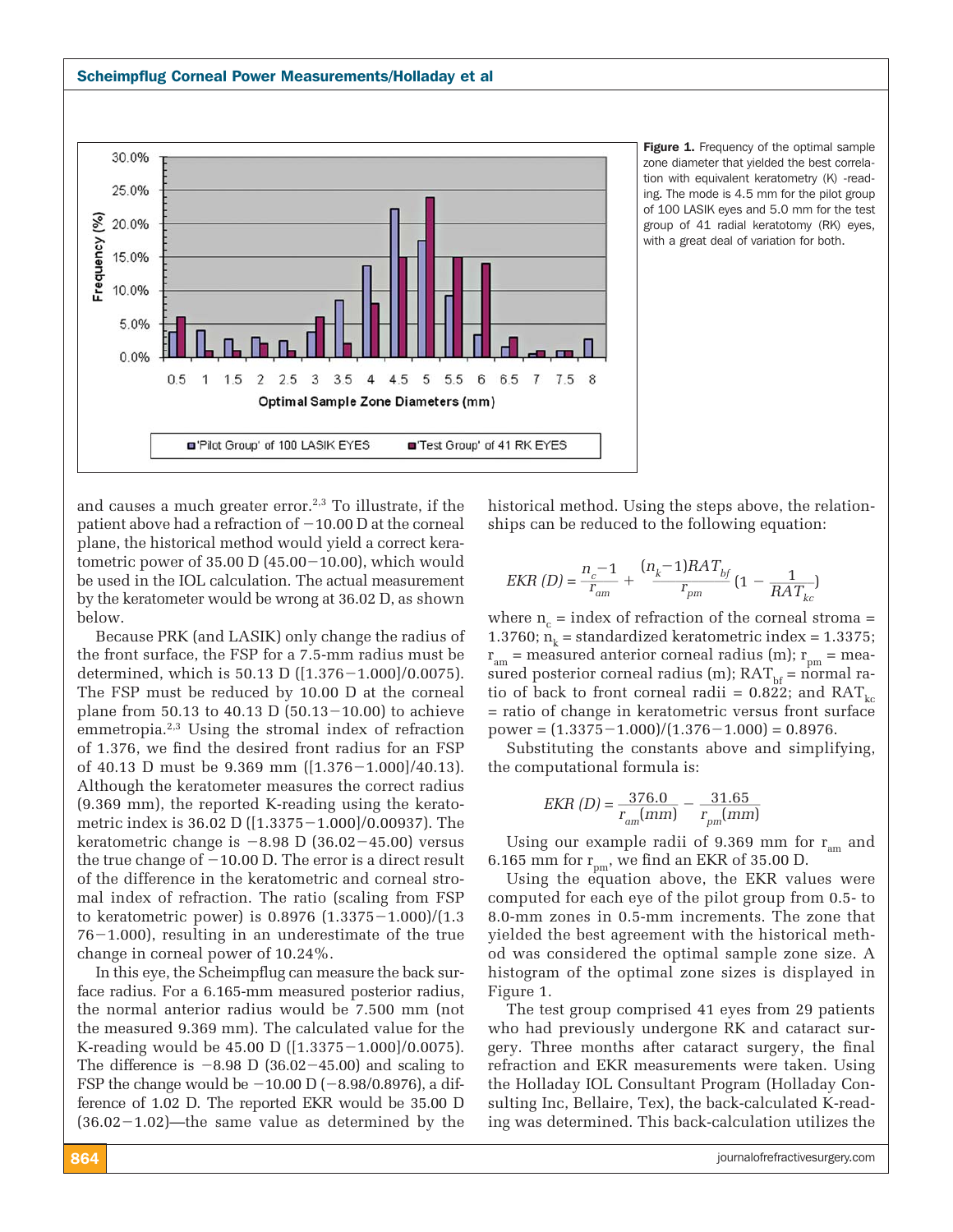30.0%
25.0%
20.0%
15.0%
10.0%
5.0%
0.0%

Frequency (%)

0.5 1 1.5 2 2.5 3 3.5 4 4.5 5 5.5 6 6.5 7 7.5 8

Optimal Sample Zone Diameters (mm)

'Pilot Group' of 100 LASIK EYES
'Test Group' of 41 RK EYES

**Figure 1.** Frequency of the optimal sample zone diameter that yielded the best correlation with equivalent keratometry (K) -reading. The mode is 4.5 mm for the pilot group of 100 LASIK eyes and 5.0 mm for the test group of 41 radial keratotomy (RK) eyes, with a great deal of variation for both.

and causes a much greater error.[2,3] To illustrate, if the patient above had a refraction of −10.00 D at the corneal plane, the historical method would yield a correct keratometric power of 35.00 D (45.00−10.00), which would be used in the IOL calculation. The actual measurement by the keratometer would be wrong at 36.02 D, as shown below.

Because PRK (and LASIK) only change the radius of the front surface, the FSP for a 7.5-mm radius must be determined, which is 50.13 D ([1.376−1.000]/0.0075). The FSP must be reduced by 10.00 D at the corneal plane from 50.13 to 40.13 D (50.13−10.00) to achieve emmetropia.[2,3] Using the stromal index of refraction of 1.376, we find the desired front radius for an FSP of 40.13 D must be 9.369 mm ([1.376−1.000]/40.13). Although the keratometer measures the correct radius (9.369 mm), the reported K-reading using the keratometric index is 36.02 D ([1.3375−1.000]/0.00937). The keratometric change is −8.98 D (36.02−45.00) versus the true change of −10.00 D. The error is a direct result of the difference in the keratometric and corneal stromal index of refraction. The ratio (scaling from FSP to keratometric power) is 0.8976 (1.3375−1.000)/(1.376−1.000), resulting in an underestimate of the true change in corneal power of 10.24%.

In this eye, the Scheimpflug can measure the back surface radius. For a 6.165-mm measured posterior radius, the normal anterior radius would be 7.500 mm (not the measured 9.369 mm). The calculated value for the K-reading would be 45.00 D ([1.3375−1.000]/0.0075). The difference is −8.98 D (36.02−45.00) and scaling to FSP the change would be −10.00 D (−8.98/0.8976), a difference of 1.02 D. The reported EKR would be 35.00 D (36.02−1.02)—the same value as determined by the historical method. Using the steps above, the relationships can be reduced to the following equation:

$$EKR\ (D) = \frac{n_c - 1}{r_{am}} + \frac{(n_k - 1)RAT_{bf}}{r_{pm}}\left(1 - \frac{1}{RAT_{kc}}\right)$$

where $n_c$ = index of refraction of the corneal stroma = 1.3760; $n_k$ = standardized keratometric index = 1.3375; $r_{am}$ = measured anterior corneal radius (m); $r_{pm}$ = measured posterior corneal radius (m); $RAT_{bf}$ = normal ratio of back to front corneal radii = 0.822; and $RAT_{kc}$ = ratio of change in keratometric versus front surface power = (1.3375−1.000)/(1.376−1.000) = 0.8976.

Substituting the constants above and simplifying, the computational formula is:

$$EKR\ (D) = \frac{376.0}{r_{am}(mm)} - \frac{31.65}{r_{pm}(mm)}$$

Using our example radii of 9.369 mm for $r_{am}$ and 6.165 mm for $r_{pm}$, we find an EKR of 35.00 D.

Using the equation above, the EKR values were computed for each eye of the pilot group from 0.5- to 8.0-mm zones in 0.5-mm increments. The zone that yielded the best agreement with the historical method was considered the optimal sample zone size. A histogram of the optimal zone sizes is displayed in Figure 1.

The test group comprised 41 eyes from 29 patients who had previously undergone RK and cataract surgery. Three months after cataract surgery, the final refraction and EKR measurements were taken. Using the Holladay IOL Consultant Program (Holladay Consulting Inc, Bellaire, Tex), the back-calculated K-reading was determined. This back-calculation utilizes the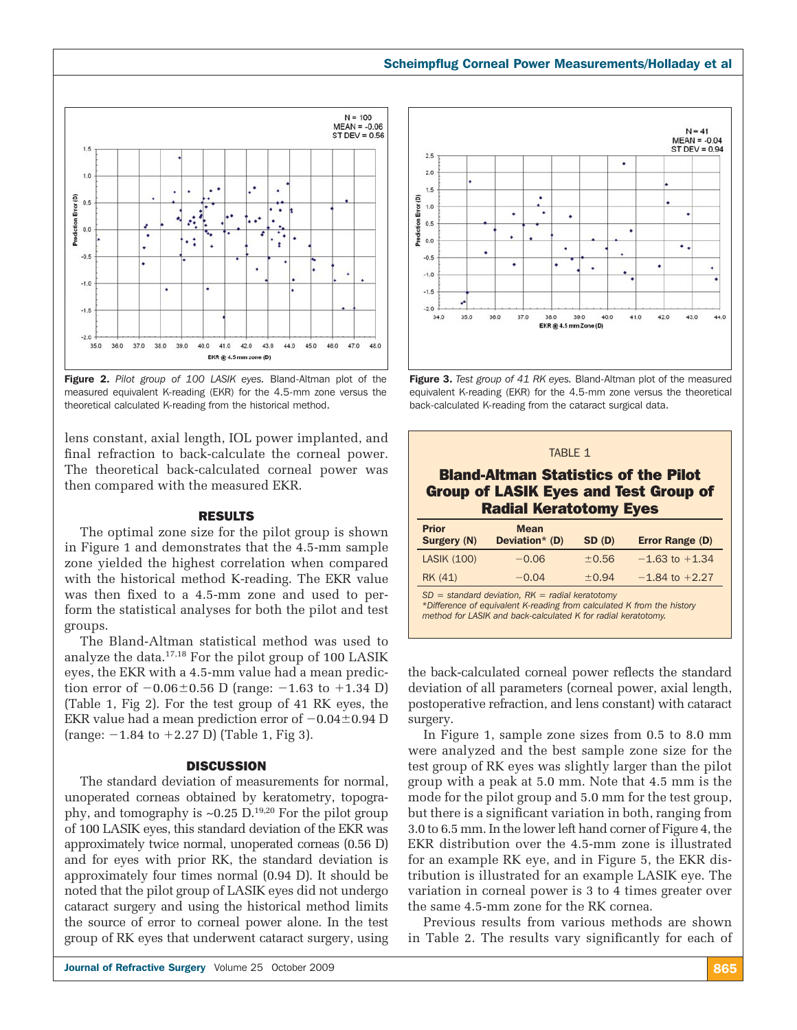N = 100
MEAN = -0.06
ST DEV = 0.56

Prediction Error (D)

1.5
1.0
0.5
0.0
-0.5
-1.0
-1.5
-2.0

35.0 36.0 37.0 38.0 39.0 40.0 41.0 42.0 43.0 44.0 45.0 46.0 47.0 48.0

EKR @ 4.5 mm zone (D)

**Figure 2.** *Pilot group of 100 LASIK eyes.* Bland-Altman plot of the measured equivalent K-reading (EKR) for the 4.5-mm zone versus the theoretical calculated K-reading from the historical method.

N = 41
MEAN = -0.04
ST DEV = 0.94

Prediction Error (D)

2.5
2.0
1.5
1.0
0.5
0.0
-0.5
-1.0
-1.5
-2.0

34.0 35.0 36.0 37.0 38.0 39.0 40.0 41.0 42.0 43.0 44.0

EKR @ 4.5 mm Zone (D)

**Figure 3.** *Test group of 41 RK eyes.* Bland-Altman plot of the measured equivalent K-reading (EKR) for the 4.5-mm zone versus the theoretical back-calculated K-reading from the cataract surgical data.

lens constant, axial length, IOL power implanted, and final refraction to back-calculate the corneal power. The theoretical back-calculated corneal power was then compared with the measured EKR.

## RESULTS

The optimal zone size for the pilot group is shown in Figure 1 and demonstrates that the 4.5-mm sample zone yielded the highest correlation when compared with the historical method K-reading. The EKR value was then fixed to a 4.5-mm zone and used to perform the statistical analyses for both the pilot and test groups.

The Bland-Altman statistical method was used to analyze the data.[17,18] For the pilot group of 100 LASIK eyes, the EKR with a 4.5-mm value had a mean prediction error of −0.06±0.56 D (range: −1.63 to +1.34 D) (Table 1, Fig 2). For the test group of 41 RK eyes, the EKR value had a mean prediction error of −0.04±0.94 D (range: −1.84 to +2.27 D) (Table 1, Fig 3).

## DISCUSSION

The standard deviation of measurements for normal, unoperated corneas obtained by keratometry, topography, and tomography is ~0.25 D.[19,20] For the pilot group of 100 LASIK eyes, this standard deviation of the EKR was approximately twice normal, unoperated corneas (0.56 D) and for eyes with prior RK, the standard deviation is approximately four times normal (0.94 D). It should be noted that the pilot group of LASIK eyes did not undergo cataract surgery and using the historical method limits the source of error to corneal power alone. In the test group of RK eyes that underwent cataract surgery, using the back-calculated corneal power reflects the standard deviation of all parameters (corneal power, axial length, postoperative refraction, and lens constant) with cataract surgery.

TABLE 1

**Bland-Altman Statistics of the Pilot Group of LASIK Eyes and Test Group of Radial Keratotomy Eyes**

| Prior Surgery (N) | Mean Deviation* (D) | SD (D) | Error Range (D) |
|---|---|---|---|
| LASIK (100) | −0.06 | ±0.56 | −1.63 to +1.34 |
| RK (41) | −0.04 | ±0.94 | −1.84 to +2.27 |

*SD = standard deviation, RK = radial keratotomy*
*\*Difference of equivalent K-reading from calculated K from the history method for LASIK and back-calculated K for radial keratotomy.*

In Figure 1, sample zone sizes from 0.5 to 8.0 mm were analyzed and the best sample zone size for the test group of RK eyes was slightly larger than the pilot group with a peak at 5.0 mm. Note that 4.5 mm is the mode for the pilot group and 5.0 mm for the test group, but there is a significant variation in both, ranging from 3.0 to 6.5 mm. In the lower left hand corner of Figure 4, the EKR distribution over the 4.5-mm zone is illustrated for an example RK eye, and in Figure 5, the EKR distribution is illustrated for an example LASIK eye. The variation in corneal power is 3 to 4 times greater over the same 4.5-mm zone for the RK cornea.

Previous results from various methods are shown in Table 2. The results vary significantly for each of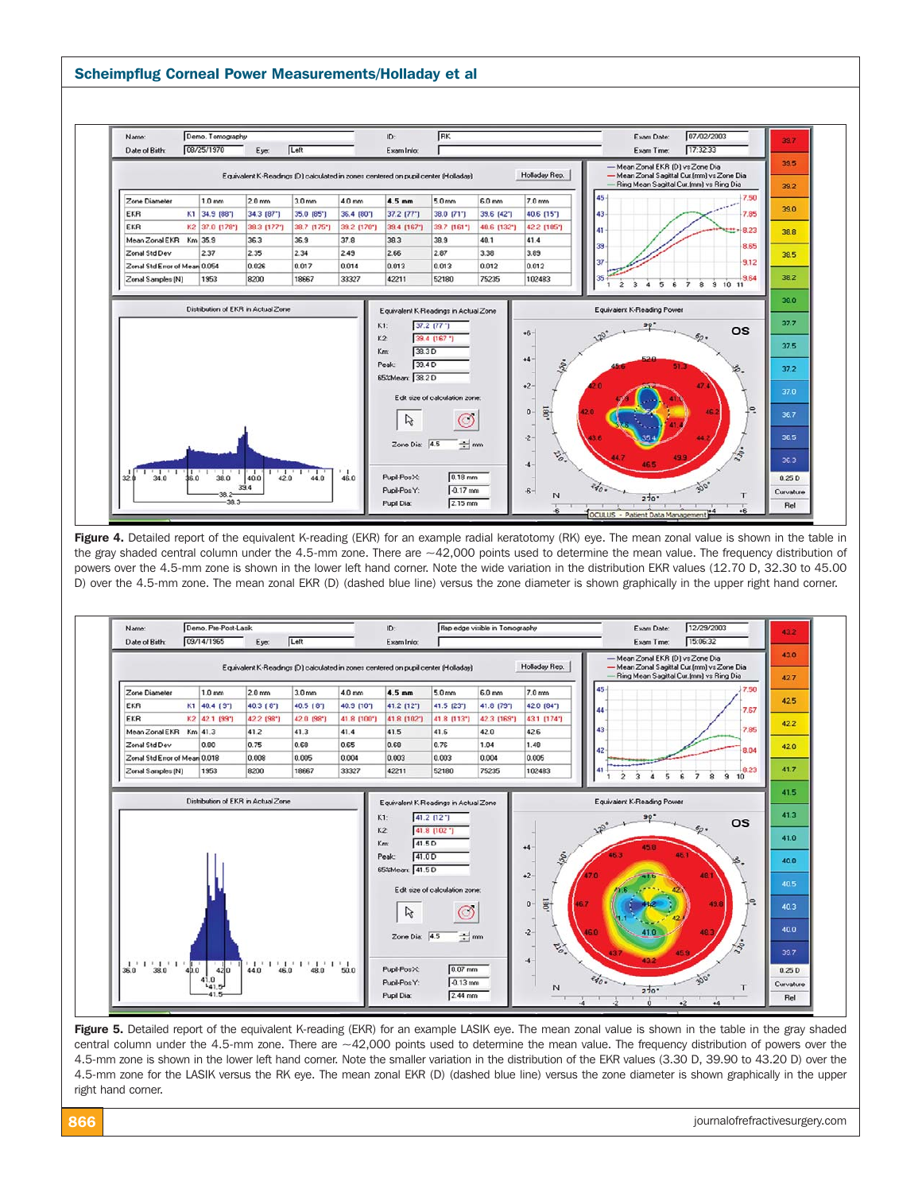Figure 4. Detailed report of the equivalent K-reading (EKR) for an example radial keratotomy (RK) eye. The mean zonal value is shown in the table in the gray shaded central column under the 4.5-mm zone. There are ~42,000 points used to determine the mean value. The frequency distribution of powers over the 4.5-mm zone is shown in the lower left hand corner. Note the wide variation in the distribution EKR values (12.70 D, 32.30 to 45.00 D) over the 4.5-mm zone. The mean zonal EKR (D) (dashed blue line) versus the zone diameter is shown graphically in the upper right hand corner.

Figure 5. Detailed report of the equivalent K-reading (EKR) for an example LASIK eye. The mean zonal value is shown in the table in the gray shaded central column under the 4.5-mm zone. There are ~42,000 points used to determine the mean value. The frequency distribution of powers over the 4.5-mm zone is shown in the lower left hand corner. Note the smaller variation in the distribution of the EKR values (3.30 D, 39.90 to 43.20 D) over the 4.5-mm zone for the LASIK versus the RK eye. The mean zonal EKR (D) (dashed blue line) versus the zone diameter is shown graphically in the upper right hand corner.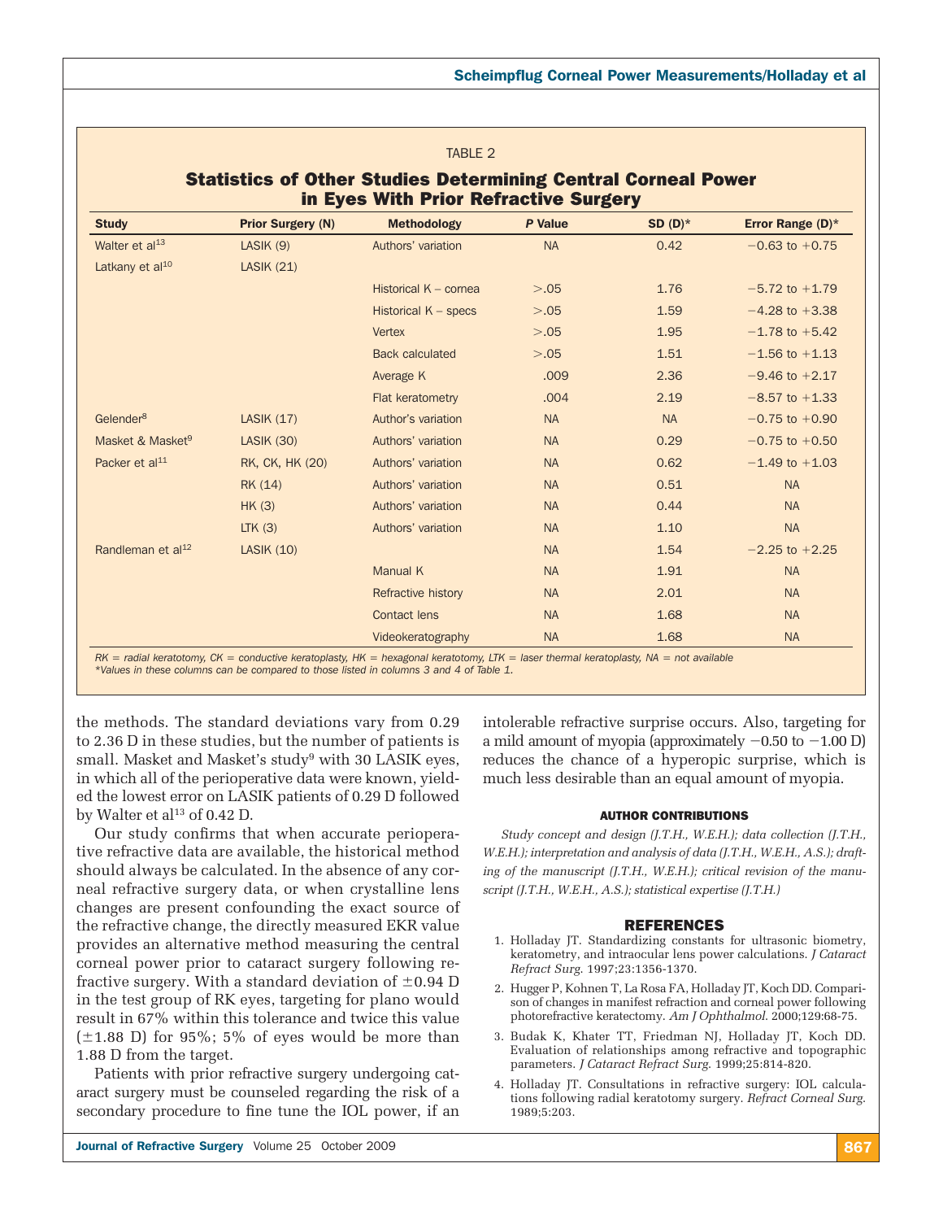TABLE 2

## Statistics of Other Studies Determining Central Corneal Power in Eyes With Prior Refractive Surgery

| Study | Prior Surgery (N) | Methodology | *P* Value | SD (D)* | Error Range (D)* |
|---|---|---|---|---|---|
| Walter et al[13] | LASIK (9) | Authors' variation | NA | 0.42 | −0.63 to +0.75 |
| Latkany et al[10] | LASIK (21) | | | | |
| | | Historical K – cornea | >.05 | 1.76 | −5.72 to +1.79 |
| | | Historical K – specs | >.05 | 1.59 | −4.28 to +3.38 |
| | | Vertex | >.05 | 1.95 | −1.78 to +5.42 |
| | | Back calculated | >.05 | 1.51 | −1.56 to +1.13 |
| | | Average K | .009 | 2.36 | −9.46 to +2.17 |
| | | Flat keratometry | .004 | 2.19 | −8.57 to +1.33 |
| Gelender[8] | LASIK (17) | Author's variation | NA | NA | −0.75 to +0.90 |
| Masket & Masket[9] | LASIK (30) | Authors' variation | NA | 0.29 | −0.75 to +0.50 |
| Packer et al[11] | RK, CK, HK (20) | Authors' variation | NA | 0.62 | −1.49 to +1.03 |
| | RK (14) | Authors' variation | NA | 0.51 | NA |
| | HK (3) | Authors' variation | NA | 0.44 | NA |
| | LTK (3) | Authors' variation | NA | 1.10 | NA |
| Randleman et al[12] | LASIK (10) | | NA | 1.54 | −2.25 to +2.25 |
| | | Manual K | NA | 1.91 | NA |
| | | Refractive history | NA | 2.01 | NA |
| | | Contact lens | NA | 1.68 | NA |
| | | Videokeratography | NA | 1.68 | NA |

*RK = radial keratotomy, CK = conductive keratoplasty, HK = hexagonal keratotomy, LTK = laser thermal keratoplasty, NA = not available*
*\*Values in these columns can be compared to those listed in columns 3 and 4 of Table 1.*

the methods. The standard deviations vary from 0.29 to 2.36 D in these studies, but the number of patients is small. Masket and Masket's study[9] with 30 LASIK eyes, in which all of the perioperative data were known, yielded the lowest error on LASIK patients of 0.29 D followed by Walter et al[13] of 0.42 D.

Our study confirms that when accurate perioperative refractive data are available, the historical method should always be calculated. In the absence of any corneal refractive surgery data, or when crystalline lens changes are present confounding the exact source of the refractive change, the directly measured EKR value provides an alternative method measuring the central corneal power prior to cataract surgery following refractive surgery. With a standard deviation of ±0.94 D in the test group of RK eyes, targeting for plano would result in 67% within this tolerance and twice this value (±1.88 D) for 95%; 5% of eyes would be more than 1.88 D from the target.

Patients with prior refractive surgery undergoing cataract surgery must be counseled regarding the risk of a secondary procedure to fine tune the IOL power, if an intolerable refractive surprise occurs. Also, targeting for a mild amount of myopia (approximately −0.50 to −1.00 D) reduces the chance of a hyperopic surprise, which is much less desirable than an equal amount of myopia.

#### AUTHOR CONTRIBUTIONS

*Study concept and design (J.T.H., W.E.H.); data collection (J.T.H., W.E.H.); interpretation and analysis of data (J.T.H., W.E.H., A.S.); drafting of the manuscript (J.T.H., W.E.H.); critical revision of the manuscript (J.T.H., W.E.H., A.S.); statistical expertise (J.T.H.)*

## REFERENCES

1. Holladay JT. Standardizing constants for ultrasonic biometry, keratometry, and intraocular lens power calculations. *J Cataract Refract Surg.* 1997;23:1356-1370.
2. Hugger P, Kohnen T, La Rosa FA, Holladay JT, Koch DD. Comparison of changes in manifest refraction and corneal power following photorefractive keratectomy. *Am J Ophthalmol.* 2000;129:68-75.
3. Budak K, Khater TT, Friedman NJ, Holladay JT, Koch DD. Evaluation of relationships among refractive and topographic parameters. *J Cataract Refract Surg.* 1999;25:814-820.
4. Holladay JT. Consultations in refractive surgery: IOL calculations following radial keratotomy surgery. *Refract Corneal Surg.* 1989;5:203.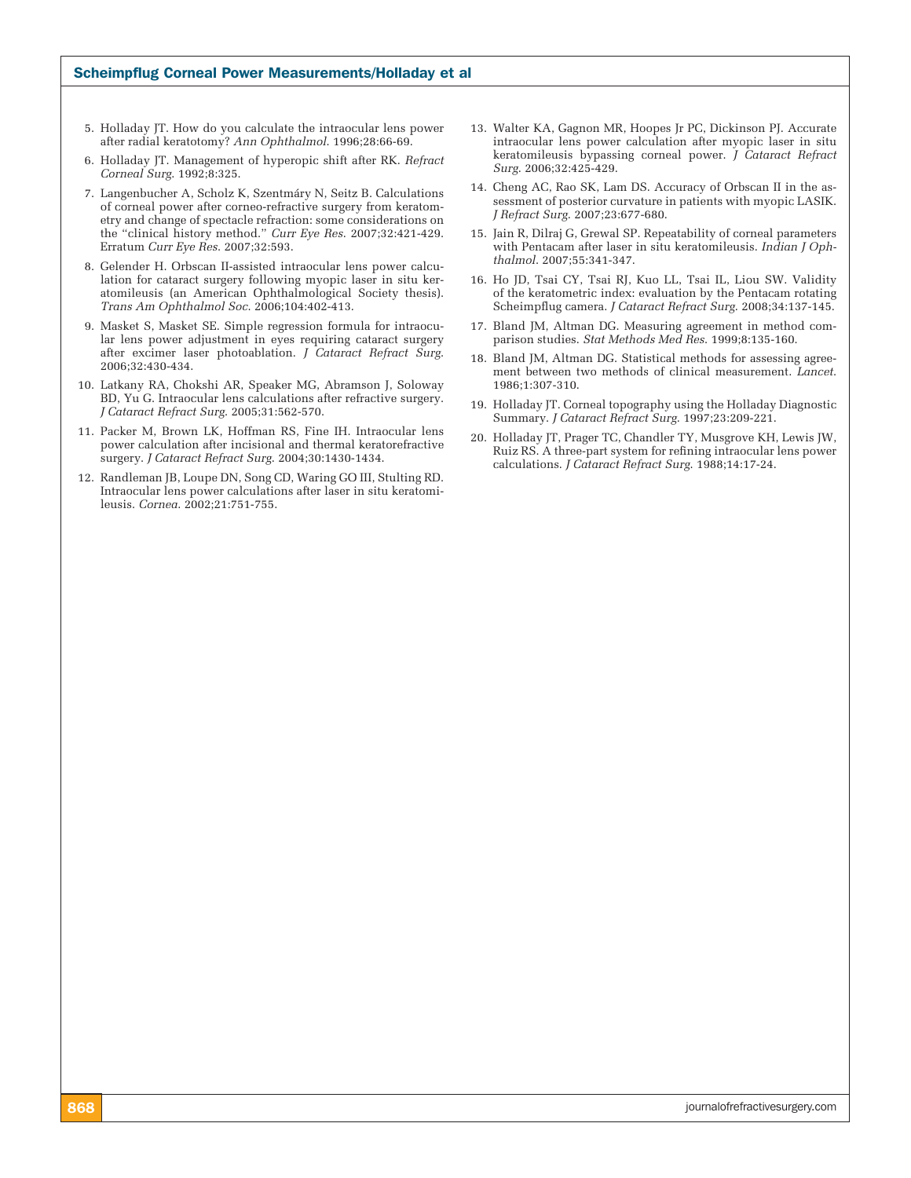5. Holladay JT. How do you calculate the intraocular lens power after radial keratotomy? *Ann Ophthalmol*. 1996;28:66-69.
6. Holladay JT. Management of hyperopic shift after RK. *Refract Corneal Surg*. 1992;8:325.
7. Langenbucher A, Scholz K, Szentmáry N, Seitz B. Calculations of corneal power after corneo-refractive surgery from keratometry and change of spectacle refraction: some considerations on the "clinical history method." *Curr Eye Res*. 2007;32:421-429. Erratum *Curr Eye Res*. 2007;32:593.
8. Gelender H. Orbscan II-assisted intraocular lens power calculation for cataract surgery following myopic laser in situ keratomileusis (an American Ophthalmological Society thesis). *Trans Am Ophthalmol Soc*. 2006;104:402-413.
9. Masket S, Masket SE. Simple regression formula for intraocular lens power adjustment in eyes requiring cataract surgery after excimer laser photoablation. *J Cataract Refract Surg*. 2006;32:430-434.
10. Latkany RA, Chokshi AR, Speaker MG, Abramson J, Soloway BD, Yu G. Intraocular lens calculations after refractive surgery. *J Cataract Refract Surg*. 2005;31:562-570.
11. Packer M, Brown LK, Hoffman RS, Fine IH. Intraocular lens power calculation after incisional and thermal keratorefractive surgery. *J Cataract Refract Surg*. 2004;30:1430-1434.
12. Randleman JB, Loupe DN, Song CD, Waring GO III, Stulting RD. Intraocular lens power calculations after laser in situ keratomileusis. *Cornea*. 2002;21:751-755.
13. Walter KA, Gagnon MR, Hoopes Jr PC, Dickinson PJ. Accurate intraocular lens power calculation after myopic laser in situ keratomileusis bypassing corneal power. *J Cataract Refract Surg*. 2006;32:425-429.
14. Cheng AC, Rao SK, Lam DS. Accuracy of Orbscan II in the assessment of posterior curvature in patients with myopic LASIK. *J Refract Surg*. 2007;23:677-680.
15. Jain R, Dilraj G, Grewal SP. Repeatability of corneal parameters with Pentacam after laser in situ keratomileusis. *Indian J Ophthalmol*. 2007;55:341-347.
16. Ho JD, Tsai CY, Tsai RJ, Kuo LL, Tsai IL, Liou SW. Validity of the keratometric index: evaluation by the Pentacam rotating Scheimpflug camera. *J Cataract Refract Surg*. 2008;34:137-145.
17. Bland JM, Altman DG. Measuring agreement in method comparison studies. *Stat Methods Med Res*. 1999;8:135-160.
18. Bland JM, Altman DG. Statistical methods for assessing agreement between two methods of clinical measurement. *Lancet*. 1986;1:307-310.
19. Holladay JT. Corneal topography using the Holladay Diagnostic Summary. *J Cataract Refract Surg*. 1997;23:209-221.
20. Holladay JT, Prager TC, Chandler TY, Musgrove KH, Lewis JW, Ruiz RS. A three-part system for refining intraocular lens power calculations. *J Cataract Refract Surg*. 1988;14:17-24.